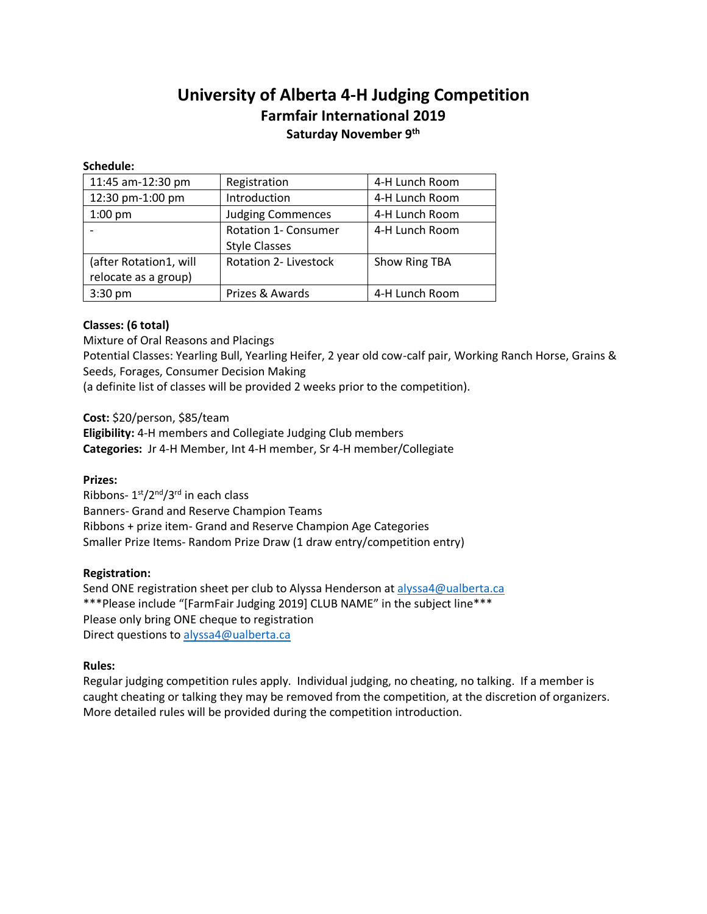# University of Alberta 4-H Judging Competition

## Farmfair International 2019

### Saturday November 9th

**Schedule:**

| | | |
|---|---|---|
| 11:45 am-12:30 pm | Registration | 4-H Lunch Room |
| 12:30 pm-1:00 pm | Introduction | 4-H Lunch Room |
| 1:00 pm | Judging Commences | 4-H Lunch Room |
| - | Rotation 1- Consumer Style Classes | 4-H Lunch Room |
| (after Rotation1, will relocate as a group) | Rotation 2- Livestock | Show Ring TBA |
| 3:30 pm | Prizes & Awards | 4-H Lunch Room |

**Classes: (6 total)**

Mixture of Oral Reasons and Placings

Potential Classes: Yearling Bull, Yearling Heifer, 2 year old cow-calf pair, Working Ranch Horse, Grains & Seeds, Forages, Consumer Decision Making

(a definite list of classes will be provided 2 weeks prior to the competition).

**Cost:** $20/person, $85/team

**Eligibility:** 4-H members and Collegiate Judging Club members

**Categories:** Jr 4-H Member, Int 4-H member, Sr 4-H member/Collegiate

**Prizes:**

Ribbons- 1st/2nd/3rd in each class

Banners- Grand and Reserve Champion Teams

Ribbons + prize item- Grand and Reserve Champion Age Categories

Smaller Prize Items- Random Prize Draw (1 draw entry/competition entry)

**Registration:**

Send ONE registration sheet per club to Alyssa Henderson at alyssa4@ualberta.ca

***Please include "[FarmFair Judging 2019] CLUB NAME" in the subject line***

Please only bring ONE cheque to registration

Direct questions to alyssa4@ualberta.ca

**Rules:**

Regular judging competition rules apply. Individual judging, no cheating, no talking. If a member is caught cheating or talking they may be removed from the competition, at the discretion of organizers. More detailed rules will be provided during the competition introduction.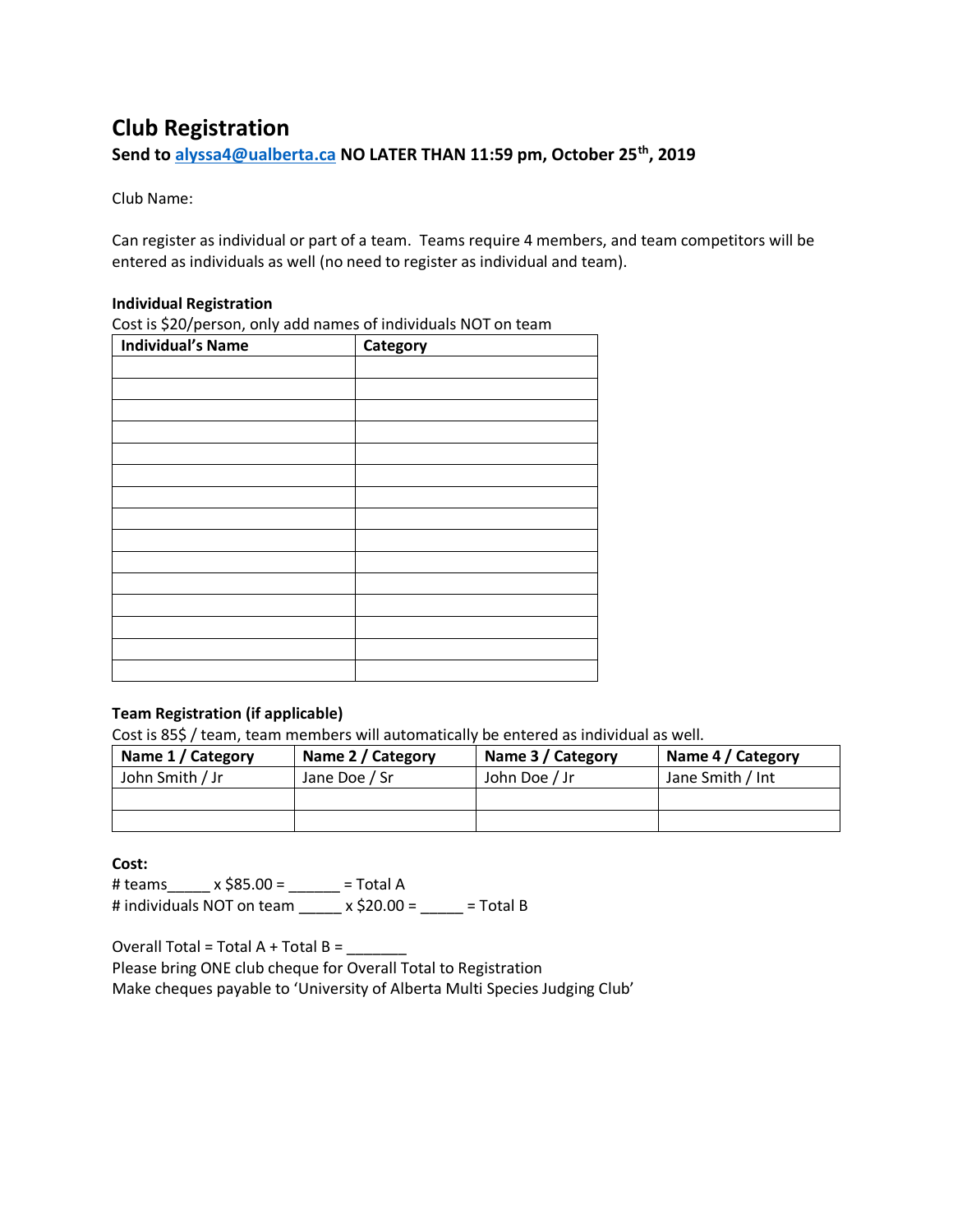# Club Registration

**Send to alyssa4@ualberta.ca NO LATER THAN 11:59 pm, October 25th, 2019**

Club Name:

Can register as individual or part of a team. Teams require 4 members, and team competitors will be entered as individuals as well (no need to register as individual and team).

**Individual Registration**

Cost is $20/person, only add names of individuals NOT on team

| Individual's Name | Category |
|---|---|
| | |
| | |
| | |
| | |
| | |
| | |
| | |
| | |
| | |
| | |
| | |
| | |
| | |
| | |
| | |

**Team Registration (if applicable)**

Cost is 85$ / team, team members will automatically be entered as individual as well.

| Name 1 / Category | Name 2 / Category | Name 3 / Category | Name 4 / Category |
|---|---|---|---|
| John Smith / Jr | Jane Doe / Sr | John Doe / Jr | Jane Smith / Int |
| | | | |
| | | | |

**Cost:**

# teams_____ x $85.00 = ______ = Total A

# individuals NOT on team _____ x $20.00 = _____ = Total B

Overall Total = Total A + Total B = _______

Please bring ONE club cheque for Overall Total to Registration

Make cheques payable to 'University of Alberta Multi Species Judging Club'